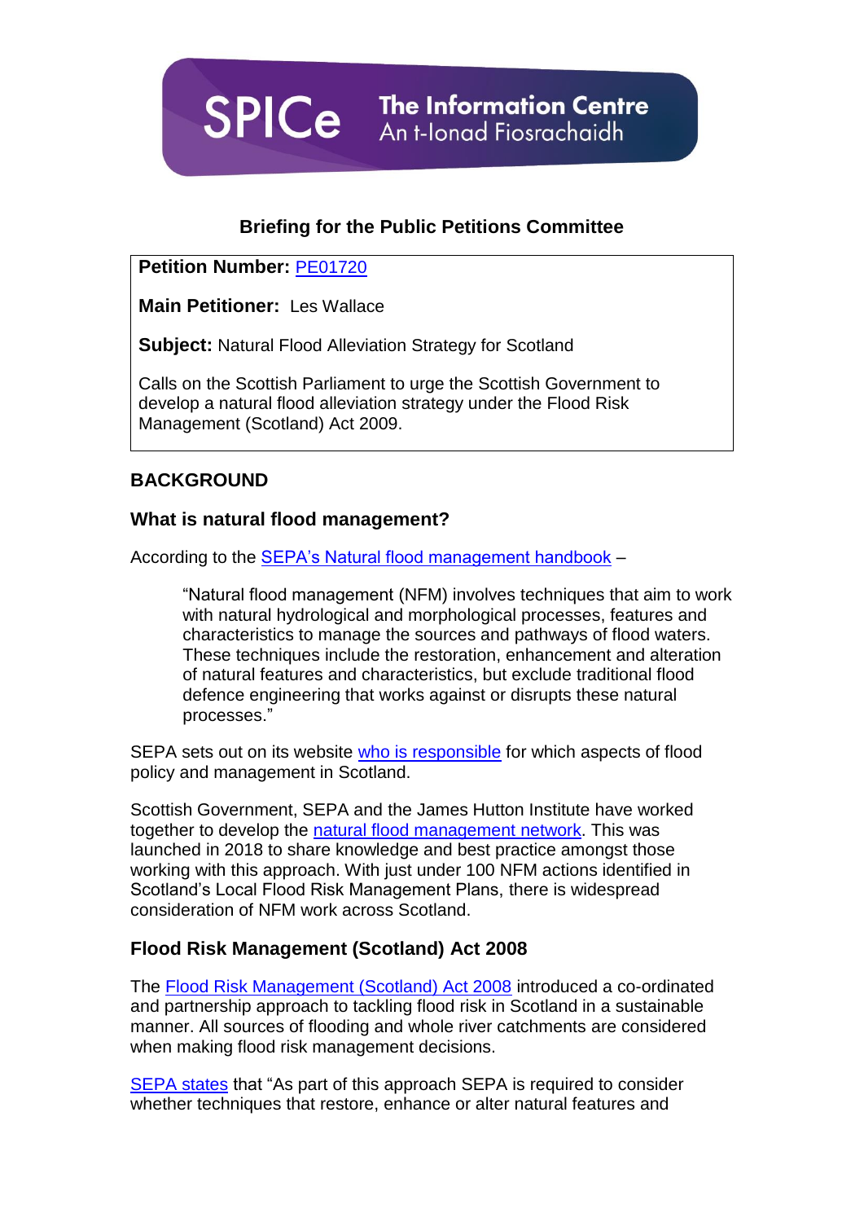SPICe The Information Centre
An t-Ionad Fiosrachaidh

## Briefing for the Public Petitions Committee

**Petition Number:** PE01720

**Main Petitioner:** Les Wallace

**Subject:** Natural Flood Alleviation Strategy for Scotland

Calls on the Scottish Parliament to urge the Scottish Government to develop a natural flood alleviation strategy under the Flood Risk Management (Scotland) Act 2009.

## BACKGROUND

### What is natural flood management?

According to the SEPA's Natural flood management handbook –

> "Natural flood management (NFM) involves techniques that aim to work with natural hydrological and morphological processes, features and characteristics to manage the sources and pathways of flood waters. These techniques include the restoration, enhancement and alteration of natural features and characteristics, but exclude traditional flood defence engineering that works against or disrupts these natural processes."

SEPA sets out on its website who is responsible for which aspects of flood policy and management in Scotland.

Scottish Government, SEPA and the James Hutton Institute have worked together to develop the natural flood management network. This was launched in 2018 to share knowledge and best practice amongst those working with this approach. With just under 100 NFM actions identified in Scotland's Local Flood Risk Management Plans, there is widespread consideration of NFM work across Scotland.

### Flood Risk Management (Scotland) Act 2008

The Flood Risk Management (Scotland) Act 2008 introduced a co-ordinated and partnership approach to tackling flood risk in Scotland in a sustainable manner. All sources of flooding and whole river catchments are considered when making flood risk management decisions.

SEPA states that "As part of this approach SEPA is required to consider whether techniques that restore, enhance or alter natural features and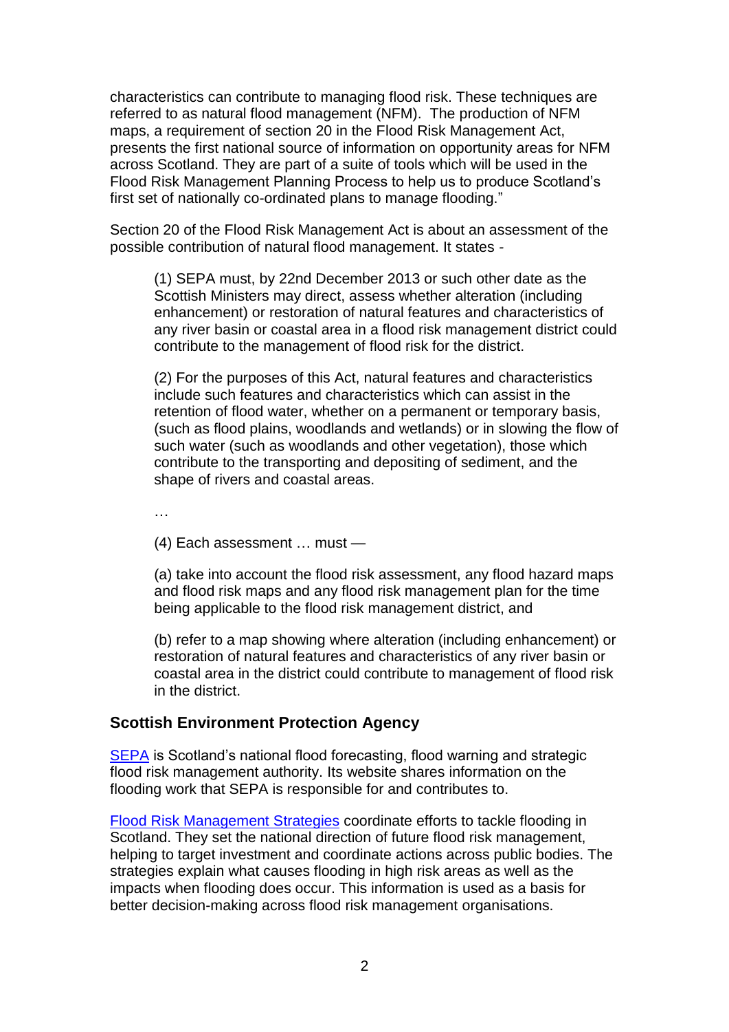characteristics can contribute to managing flood risk. These techniques are referred to as natural flood management (NFM). The production of NFM maps, a requirement of section 20 in the Flood Risk Management Act, presents the first national source of information on opportunity areas for NFM across Scotland. They are part of a suite of tools which will be used in the Flood Risk Management Planning Process to help us to produce Scotland's first set of nationally co-ordinated plans to manage flooding."

Section 20 of the Flood Risk Management Act is about an assessment of the possible contribution of natural flood management. It states -

> (1) SEPA must, by 22nd December 2013 or such other date as the Scottish Ministers may direct, assess whether alteration (including enhancement) or restoration of natural features and characteristics of any river basin or coastal area in a flood risk management district could contribute to the management of flood risk for the district.
>
> (2) For the purposes of this Act, natural features and characteristics include such features and characteristics which can assist in the retention of flood water, whether on a permanent or temporary basis, (such as flood plains, woodlands and wetlands) or in slowing the flow of such water (such as woodlands and other vegetation), those which contribute to the transporting and depositing of sediment, and the shape of rivers and coastal areas.
>
> …
>
> (4) Each assessment … must —
>
> (a) take into account the flood risk assessment, any flood hazard maps and flood risk maps and any flood risk management plan for the time being applicable to the flood risk management district, and
>
> (b) refer to a map showing where alteration (including enhancement) or restoration of natural features and characteristics of any river basin or coastal area in the district could contribute to management of flood risk in the district.

## Scottish Environment Protection Agency

SEPA is Scotland's national flood forecasting, flood warning and strategic flood risk management authority. Its website shares information on the flooding work that SEPA is responsible for and contributes to.

Flood Risk Management Strategies coordinate efforts to tackle flooding in Scotland. They set the national direction of future flood risk management, helping to target investment and coordinate actions across public bodies. The strategies explain what causes flooding in high risk areas as well as the impacts when flooding does occur. This information is used as a basis for better decision-making across flood risk management organisations.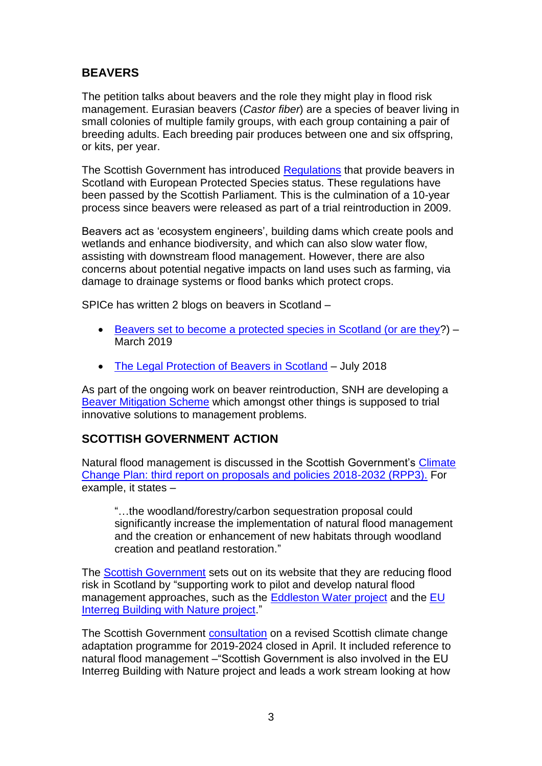## BEAVERS

The petition talks about beavers and the role they might play in flood risk management. Eurasian beavers (*Castor fiber*) are a species of beaver living in small colonies of multiple family groups, with each group containing a pair of breeding adults. Each breeding pair produces between one and six offspring, or kits, per year.

The Scottish Government has introduced Regulations that provide beavers in Scotland with European Protected Species status. These regulations have been passed by the Scottish Parliament. This is the culmination of a 10-year process since beavers were released as part of a trial reintroduction in 2009.

Beavers act as 'ecosystem engineers', building dams which create pools and wetlands and enhance biodiversity, and which can also slow water flow, assisting with downstream flood management. However, there are also concerns about potential negative impacts on land uses such as farming, via damage to drainage systems or flood banks which protect crops.

SPICe has written 2 blogs on beavers in Scotland –

- Beavers set to become a protected species in Scotland (or are they?) – March 2019
- The Legal Protection of Beavers in Scotland – July 2018

As part of the ongoing work on beaver reintroduction, SNH are developing a Beaver Mitigation Scheme which amongst other things is supposed to trial innovative solutions to management problems.

## SCOTTISH GOVERNMENT ACTION

Natural flood management is discussed in the Scottish Government's Climate Change Plan: third report on proposals and policies 2018-2032 (RPP3). For example, it states –

> "…the woodland/forestry/carbon sequestration proposal could significantly increase the implementation of natural flood management and the creation or enhancement of new habitats through woodland creation and peatland restoration."

The Scottish Government sets out on its website that they are reducing flood risk in Scotland by "supporting work to pilot and develop natural flood management approaches, such as the Eddleston Water project and the EU Interreg Building with Nature project."

The Scottish Government consultation on a revised Scottish climate change adaptation programme for 2019-2024 closed in April. It included reference to natural flood management –"Scottish Government is also involved in the EU Interreg Building with Nature project and leads a work stream looking at how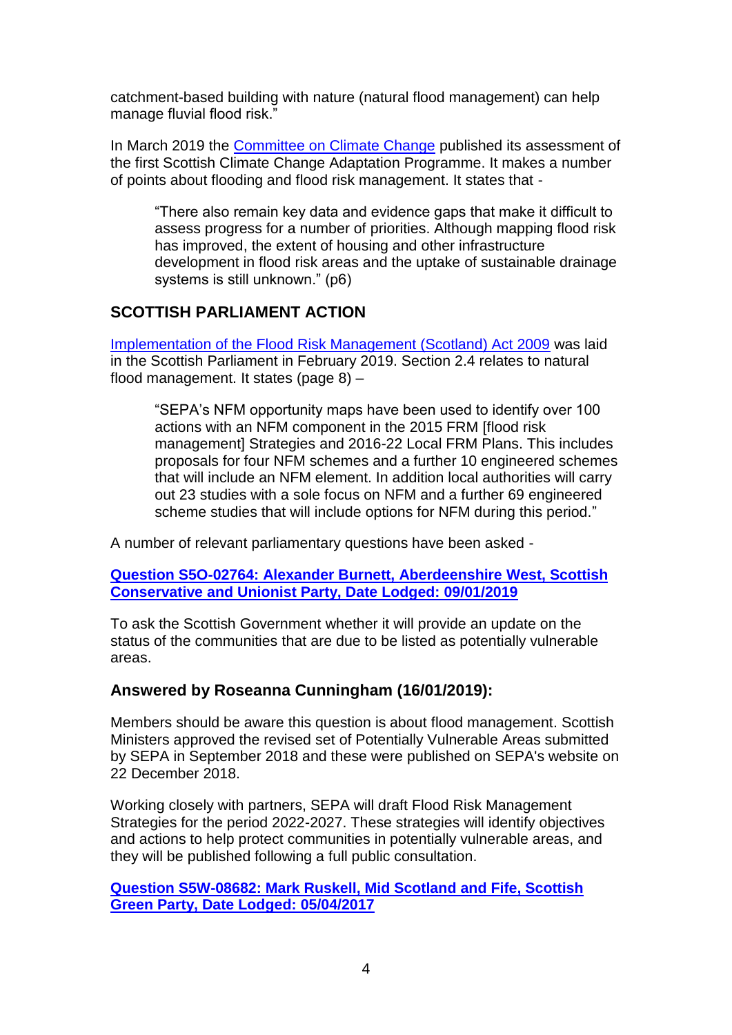catchment-based building with nature (natural flood management) can help manage fluvial flood risk."

In March 2019 the [Committee on Climate Change]() published its assessment of the first Scottish Climate Change Adaptation Programme. It makes a number of points about flooding and flood risk management. It states that -

> "There also remain key data and evidence gaps that make it difficult to assess progress for a number of priorities. Although mapping flood risk has improved, the extent of housing and other infrastructure development in flood risk areas and the uptake of sustainable drainage systems is still unknown." (p6)

## SCOTTISH PARLIAMENT ACTION

[Implementation of the Flood Risk Management (Scotland) Act 2009]() was laid in the Scottish Parliament in February 2019. Section 2.4 relates to natural flood management. It states (page 8) –

> "SEPA's NFM opportunity maps have been used to identify over 100 actions with an NFM component in the 2015 FRM [flood risk management] Strategies and 2016-22 Local FRM Plans. This includes proposals for four NFM schemes and a further 10 engineered schemes that will include an NFM element. In addition local authorities will carry out 23 studies with a sole focus on NFM and a further 69 engineered scheme studies that will include options for NFM during this period."

A number of relevant parliamentary questions have been asked -

**[Question S5O-02764: Alexander Burnett, Aberdeenshire West, Scottish Conservative and Unionist Party, Date Lodged: 09/01/2019]()**

To ask the Scottish Government whether it will provide an update on the status of the communities that are due to be listed as potentially vulnerable areas.

### Answered by Roseanna Cunningham (16/01/2019):

Members should be aware this question is about flood management. Scottish Ministers approved the revised set of Potentially Vulnerable Areas submitted by SEPA in September 2018 and these were published on SEPA's website on 22 December 2018.

Working closely with partners, SEPA will draft Flood Risk Management Strategies for the period 2022-2027. These strategies will identify objectives and actions to help protect communities in potentially vulnerable areas, and they will be published following a full public consultation.

**[Question S5W-08682: Mark Ruskell, Mid Scotland and Fife, Scottish Green Party, Date Lodged: 05/04/2017]()**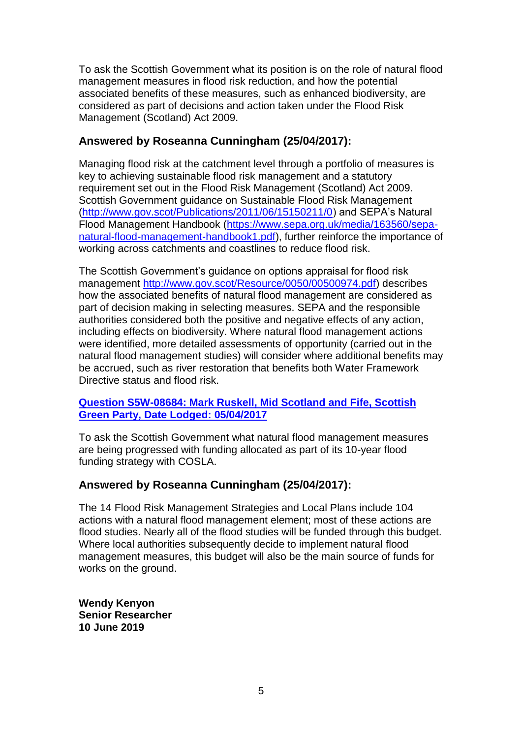To ask the Scottish Government what its position is on the role of natural flood management measures in flood risk reduction, and how the potential associated benefits of these measures, such as enhanced biodiversity, are considered as part of decisions and action taken under the Flood Risk Management (Scotland) Act 2009.

### Answered by Roseanna Cunningham (25/04/2017):

Managing flood risk at the catchment level through a portfolio of measures is key to achieving sustainable flood risk management and a statutory requirement set out in the Flood Risk Management (Scotland) Act 2009. Scottish Government guidance on Sustainable Flood Risk Management ([http://www.gov.scot/Publications/2011/06/15150211/0](http://www.gov.scot/Publications/2011/06/15150211/0)) and SEPA's Natural Flood Management Handbook ([https://www.sepa.org.uk/media/163560/sepa-natural-flood-management-handbook1.pdf](https://www.sepa.org.uk/media/163560/sepa-natural-flood-management-handbook1.pdf)), further reinforce the importance of working across catchments and coastlines to reduce flood risk.

The Scottish Government's guidance on options appraisal for flood risk management [http://www.gov.scot/Resource/0050/00500974.pdf](http://www.gov.scot/Resource/0050/00500974.pdf)) describes how the associated benefits of natural flood management are considered as part of decision making in selecting measures. SEPA and the responsible authorities considered both the positive and negative effects of any action, including effects on biodiversity. Where natural flood management actions were identified, more detailed assessments of opportunity (carried out in the natural flood management studies) will consider where additional benefits may be accrued, such as river restoration that benefits both Water Framework Directive status and flood risk.

**Question S5W-08684: Mark Ruskell, Mid Scotland and Fife, Scottish Green Party, Date Lodged: 05/04/2017**

To ask the Scottish Government what natural flood management measures are being progressed with funding allocated as part of its 10-year flood funding strategy with COSLA.

### Answered by Roseanna Cunningham (25/04/2017):

The 14 Flood Risk Management Strategies and Local Plans include 104 actions with a natural flood management element; most of these actions are flood studies. Nearly all of the flood studies will be funded through this budget. Where local authorities subsequently decide to implement natural flood management measures, this budget will also be the main source of funds for works on the ground.

**Wendy Kenyon**
**Senior Researcher**
**10 June 2019**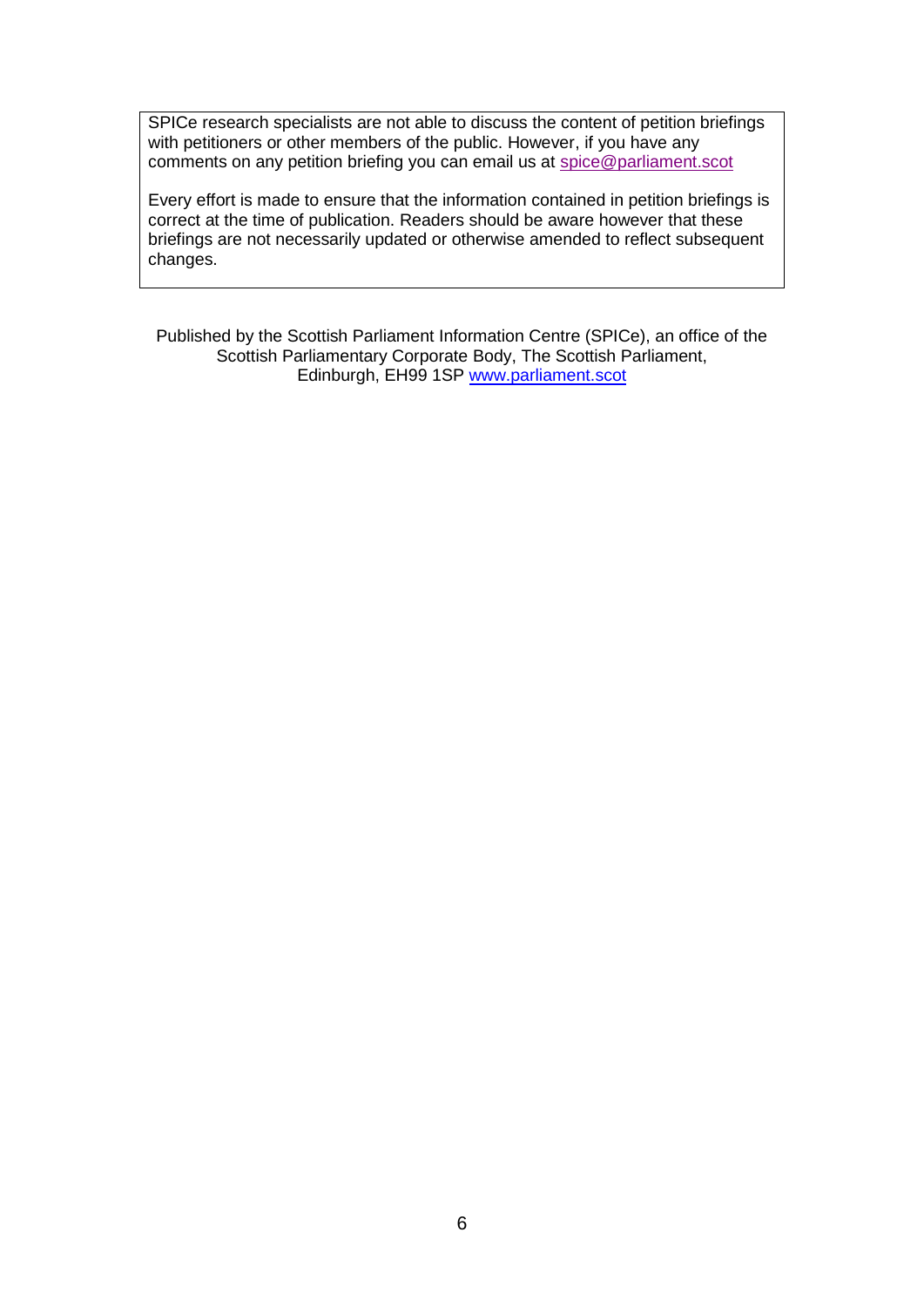SPICe research specialists are not able to discuss the content of petition briefings with petitioners or other members of the public. However, if you have any comments on any petition briefing you can email us at spice@parliament.scot

Every effort is made to ensure that the information contained in petition briefings is correct at the time of publication. Readers should be aware however that these briefings are not necessarily updated or otherwise amended to reflect subsequent changes.

Published by the Scottish Parliament Information Centre (SPICe), an office of the Scottish Parliamentary Corporate Body, The Scottish Parliament, Edinburgh, EH99 1SP www.parliament.scot